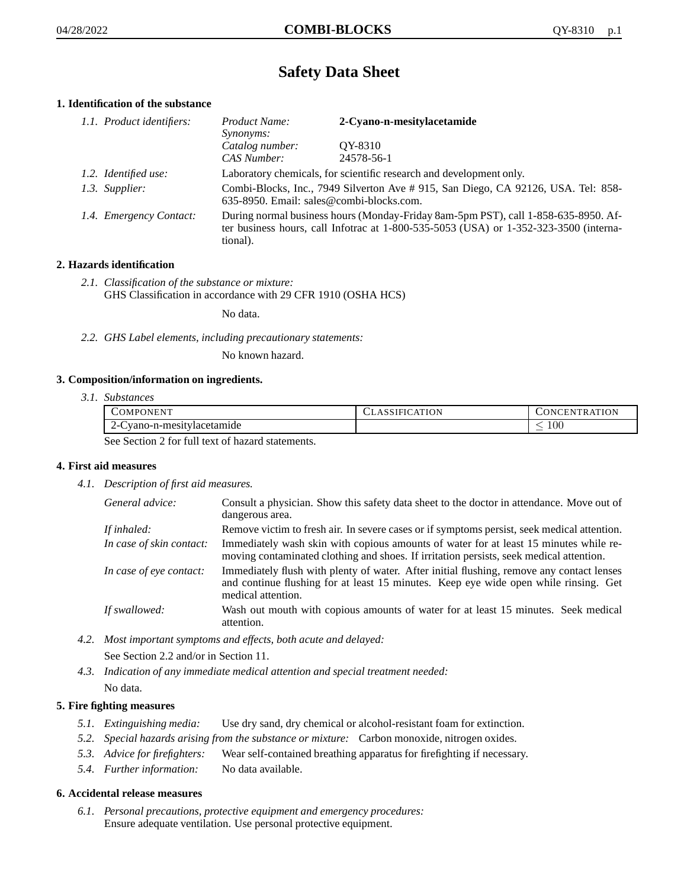# Safety Data Sheet

## 1. Identification of the substance

*1.1. Product identifiers:*

| | |
|---|---|
| *Product Name:* | **2-Cyano-n-mesitylacetamide** |
| *Synonyms:* | |
| *Catalog number:* | QY-8310 |
| *CAS Number:* | 24578-56-1 |

*1.2. Identified use:* Laboratory chemicals, for scientific research and development only.

*1.3. Supplier:* Combi-Blocks, Inc., 7949 Silverton Ave # 915, San Diego, CA 92126, USA. Tel: 858-635-8950. Email: sales@combi-blocks.com.

*1.4. Emergency Contact:* During normal business hours (Monday-Friday 8am-5pm PST), call 1-858-635-8950. After business hours, call Infotrac at 1-800-535-5053 (USA) or 1-352-323-3500 (international).

## 2. Hazards identification

*2.1. Classification of the substance or mixture:*
GHS Classification in accordance with 29 CFR 1910 (OSHA HCS)

No data.

*2.2. GHS Label elements, including precautionary statements:*

No known hazard.

## 3. Composition/information on ingredients.

*3.1. Substances*

| Component | Classification | Concentration |
|---|---|---|
| 2-Cyano-n-mesitylacetamide | | $\leq 100$ |

See Section 2 for full text of hazard statements.

## 4. First aid measures

*4.1. Description of first aid measures.*

*General advice:* Consult a physician. Show this safety data sheet to the doctor in attendance. Move out of dangerous area.

*If inhaled:* Remove victim to fresh air. In severe cases or if symptoms persist, seek medical attention.

*In case of skin contact:* Immediately wash skin with copious amounts of water for at least 15 minutes while removing contaminated clothing and shoes. If irritation persists, seek medical attention.

*In case of eye contact:* Immediately flush with plenty of water. After initial flushing, remove any contact lenses and continue flushing for at least 15 minutes. Keep eye wide open while rinsing. Get medical attention.

*If swallowed:* Wash out mouth with copious amounts of water for at least 15 minutes. Seek medical attention.

*4.2. Most important symptoms and effects, both acute and delayed:*

See Section 2.2 and/or in Section 11.

*4.3. Indication of any immediate medical attention and special treatment needed:*

No data.

## 5. Fire fighting measures

*5.1. Extinguishing media:* Use dry sand, dry chemical or alcohol-resistant foam for extinction.

*5.2. Special hazards arising from the substance or mixture:* Carbon monoxide, nitrogen oxides.

*5.3. Advice for firefighters:* Wear self-contained breathing apparatus for firefighting if necessary.

*5.4. Further information:* No data available.

## 6. Accidental release measures

*6.1. Personal precautions, protective equipment and emergency procedures:*
Ensure adequate ventilation. Use personal protective equipment.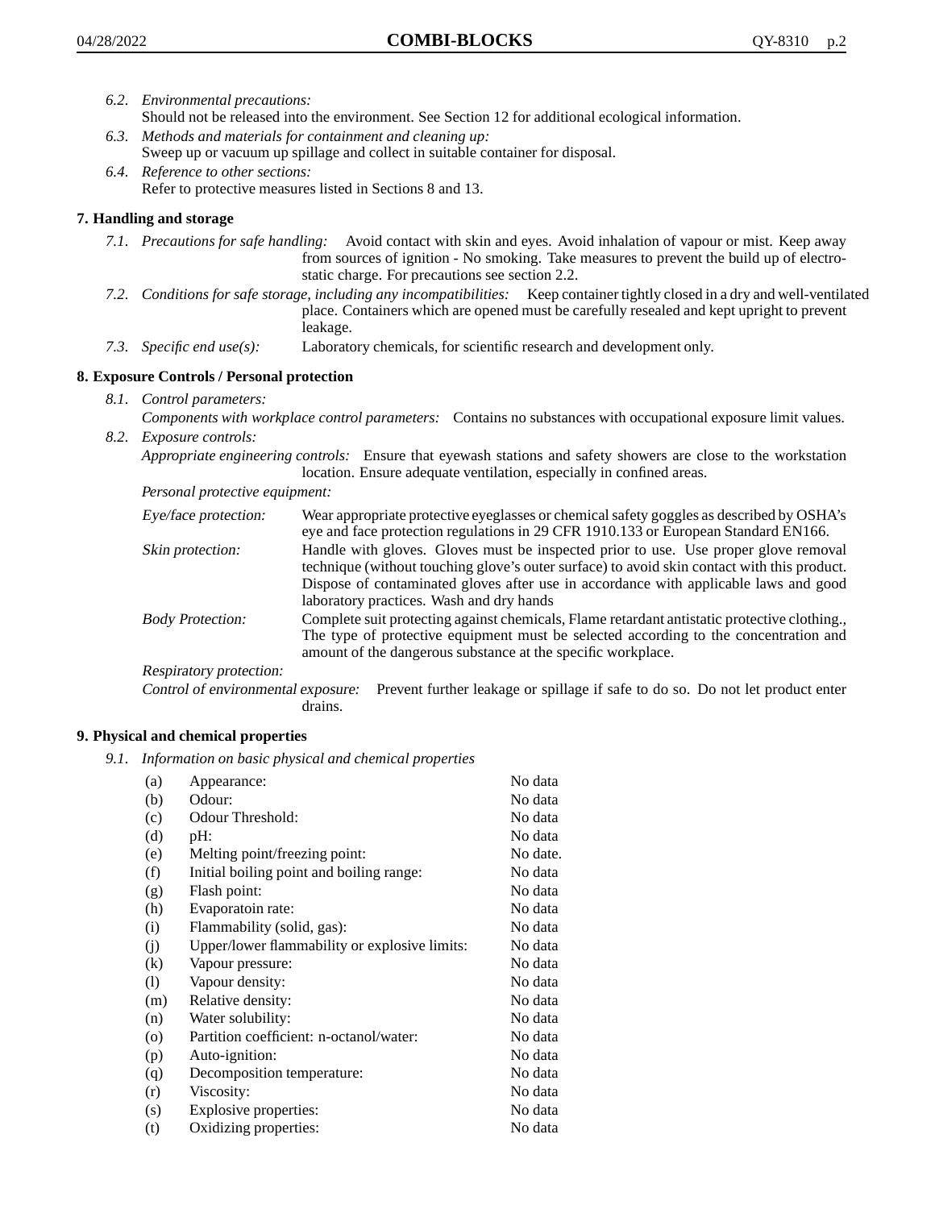*6.2. Environmental precautions:*
Should not be released into the environment. See Section 12 for additional ecological information.

*6.3. Methods and materials for containment and cleaning up:*
Sweep up or vacuum up spillage and collect in suitable container for disposal.

*6.4. Reference to other sections:*
Refer to protective measures listed in Sections 8 and 13.

## 7. Handling and storage

*7.1. Precautions for safe handling:* Avoid contact with skin and eyes. Avoid inhalation of vapour or mist. Keep away from sources of ignition - No smoking. Take measures to prevent the build up of electrostatic charge. For precautions see section 2.2.

*7.2. Conditions for safe storage, including any incompatibilities:* Keep container tightly closed in a dry and well-ventilated place. Containers which are opened must be carefully resealed and kept upright to prevent leakage.

*7.3. Specific end use(s):* Laboratory chemicals, for scientific research and development only.

## 8. Exposure Controls / Personal protection

*8.1. Control parameters:*
*Components with workplace control parameters:* Contains no substances with occupational exposure limit values.

*8.2. Exposure controls:*
*Appropriate engineering controls:* Ensure that eyewash stations and safety showers are close to the workstation location. Ensure adequate ventilation, especially in confined areas.

*Personal protective equipment:*

*Eye/face protection:* Wear appropriate protective eyeglasses or chemical safety goggles as described by OSHA's eye and face protection regulations in 29 CFR 1910.133 or European Standard EN166.

*Skin protection:* Handle with gloves. Gloves must be inspected prior to use. Use proper glove removal technique (without touching glove's outer surface) to avoid skin contact with this product. Dispose of contaminated gloves after use in accordance with applicable laws and good laboratory practices. Wash and dry hands

*Body Protection:* Complete suit protecting against chemicals, Flame retardant antistatic protective clothing., The type of protective equipment must be selected according to the concentration and amount of the dangerous substance at the specific workplace.

*Respiratory protection:*

*Control of environmental exposure:* Prevent further leakage or spillage if safe to do so. Do not let product enter drains.

## 9. Physical and chemical properties

*9.1. Information on basic physical and chemical properties*

| | | |
|---|---|---|
| (a) | Appearance: | No data |
| (b) | Odour: | No data |
| (c) | Odour Threshold: | No data |
| (d) | pH: | No data |
| (e) | Melting point/freezing point: | No date. |
| (f) | Initial boiling point and boiling range: | No data |
| (g) | Flash point: | No data |
| (h) | Evaporatoin rate: | No data |
| (i) | Flammability (solid, gas): | No data |
| (j) | Upper/lower flammability or explosive limits: | No data |
| (k) | Vapour pressure: | No data |
| (l) | Vapour density: | No data |
| (m) | Relative density: | No data |
| (n) | Water solubility: | No data |
| (o) | Partition coefficient: n-octanol/water: | No data |
| (p) | Auto-ignition: | No data |
| (q) | Decomposition temperature: | No data |
| (r) | Viscosity: | No data |
| (s) | Explosive properties: | No data |
| (t) | Oxidizing properties: | No data |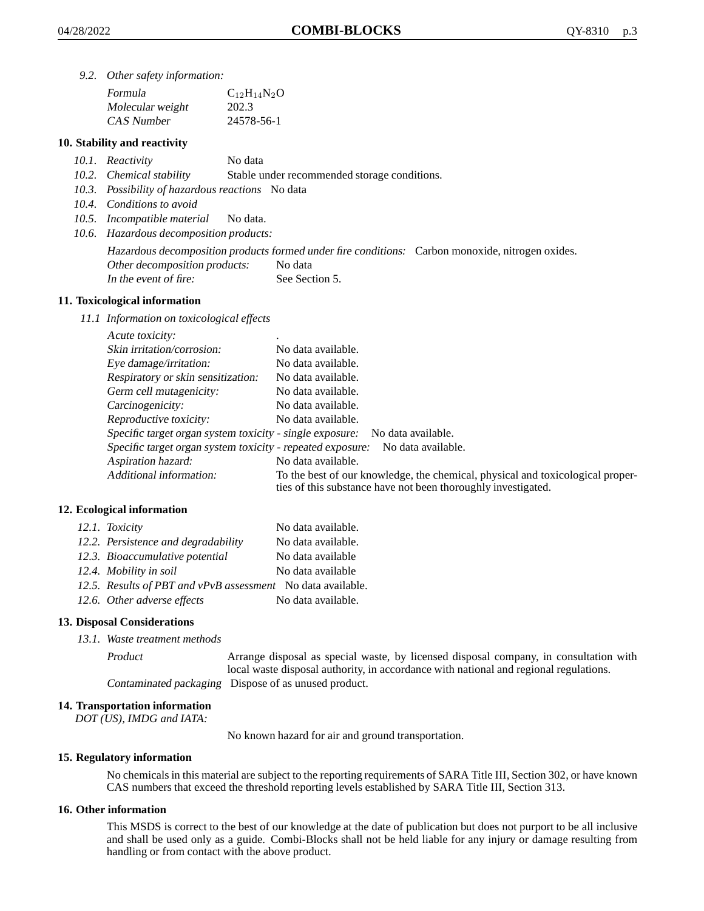*9.2. Other safety information:*

| | |
|---|---|
| *Formula* | $C_{12}H_{14}N_2O$ |
| *Molecular weight* | 202.3 |
| *CAS Number* | 24578-56-1 |

## 10. Stability and reactivity

*10.1. Reactivity* No data

*10.2. Chemical stability* Stable under recommended storage conditions.

*10.3. Possibility of hazardous reactions* No data

*10.4. Conditions to avoid*

*10.5. Incompatible material* No data.

*10.6. Hazardous decomposition products:*

*Hazardous decomposition products formed under fire conditions:* Carbon monoxide, nitrogen oxides.

*Other decomposition products:* No data

*In the event of fire:* See Section 5.

## 11. Toxicological information

*11.1 Information on toxicological effects*

*Acute toxicity:* .

*Skin irritation/corrosion:* No data available.

*Eye damage/irritation:* No data available.

*Respiratory or skin sensitization:* No data available.

*Germ cell mutagenicity:* No data available.

*Carcinogenicity:* No data available.

*Reproductive toxicity:* No data available.

*Specific target organ system toxicity - single exposure:* No data available.

*Specific target organ system toxicity - repeated exposure:* No data available.

*Aspiration hazard:* No data available.

*Additional information:* To the best of our knowledge, the chemical, physical and toxicological properties of this substance have not been thoroughly investigated.

## 12. Ecological information

*12.1. Toxicity* No data available.

*12.2. Persistence and degradability* No data available.

*12.3. Bioaccumulative potential* No data available

*12.4. Mobility in soil* No data available

*12.5. Results of PBT and vPvB assessment* No data available.

*12.6. Other adverse effects* No data available.

## 13. Disposal Considerations

*13.1. Waste treatment methods*

*Product* Arrange disposal as special waste, by licensed disposal company, in consultation with local waste disposal authority, in accordance with national and regional regulations.

*Contaminated packaging* Dispose of as unused product.

## 14. Transportation information

*DOT (US), IMDG and IATA:*

No known hazard for air and ground transportation.

## 15. Regulatory information

No chemicals in this material are subject to the reporting requirements of SARA Title III, Section 302, or have known CAS numbers that exceed the threshold reporting levels established by SARA Title III, Section 313.

## 16. Other information

This MSDS is correct to the best of our knowledge at the date of publication but does not purport to be all inclusive and shall be used only as a guide. Combi-Blocks shall not be held liable for any injury or damage resulting from handling or from contact with the above product.